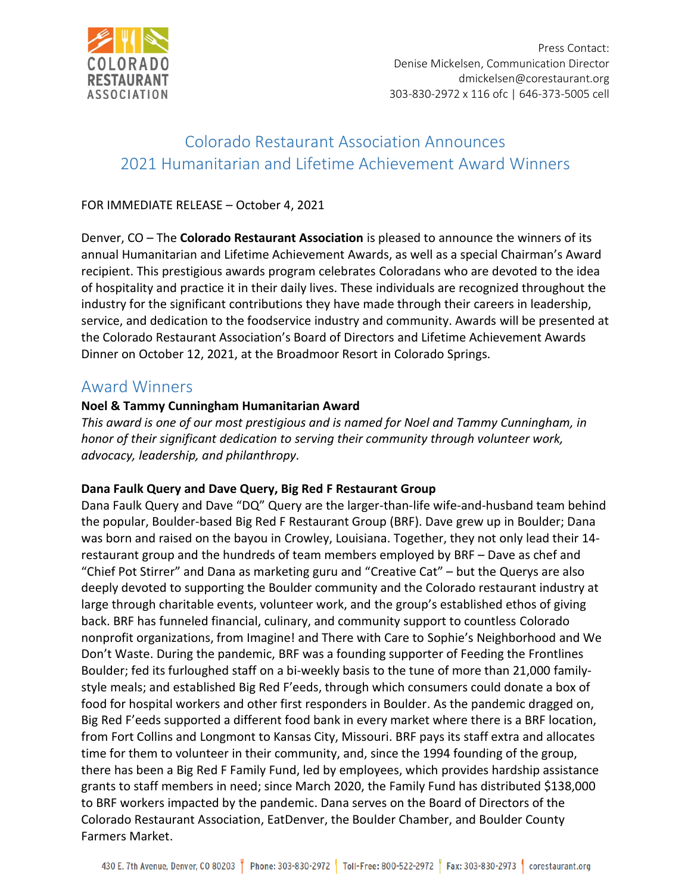Press Contact:
Denise Mickelsen, Communication Director
dmickelsen@corestaurant.org
303-830-2972 x 116 ofc | 646-373-5005 cell

# Colorado Restaurant Association Announces 2021 Humanitarian and Lifetime Achievement Award Winners

FOR IMMEDIATE RELEASE – October 4, 2021

Denver, CO – The **Colorado Restaurant Association** is pleased to announce the winners of its annual Humanitarian and Lifetime Achievement Awards, as well as a special Chairman's Award recipient. This prestigious awards program celebrates Coloradans who are devoted to the idea of hospitality and practice it in their daily lives. These individuals are recognized throughout the industry for the significant contributions they have made through their careers in leadership, service, and dedication to the foodservice industry and community. Awards will be presented at the Colorado Restaurant Association's Board of Directors and Lifetime Achievement Awards Dinner on October 12, 2021, at the Broadmoor Resort in Colorado Springs.

## Award Winners

**Noel & Tammy Cunningham Humanitarian Award**

*This award is one of our most prestigious and is named for Noel and Tammy Cunningham, in honor of their significant dedication to serving their community through volunteer work, advocacy, leadership, and philanthropy.*

**Dana Faulk Query and Dave Query, Big Red F Restaurant Group**

Dana Faulk Query and Dave "DQ" Query are the larger-than-life wife-and-husband team behind the popular, Boulder-based Big Red F Restaurant Group (BRF). Dave grew up in Boulder; Dana was born and raised on the bayou in Crowley, Louisiana. Together, they not only lead their 14-restaurant group and the hundreds of team members employed by BRF – Dave as chef and "Chief Pot Stirrer" and Dana as marketing guru and "Creative Cat" – but the Querys are also deeply devoted to supporting the Boulder community and the Colorado restaurant industry at large through charitable events, volunteer work, and the group's established ethos of giving back. BRF has funneled financial, culinary, and community support to countless Colorado nonprofit organizations, from Imagine! and There with Care to Sophie's Neighborhood and We Don't Waste. During the pandemic, BRF was a founding supporter of Feeding the Frontlines Boulder; fed its furloughed staff on a bi-weekly basis to the tune of more than 21,000 family-style meals; and established Big Red F'eeds, through which consumers could donate a box of food for hospital workers and other first responders in Boulder. As the pandemic dragged on, Big Red F'eeds supported a different food bank in every market where there is a BRF location, from Fort Collins and Longmont to Kansas City, Missouri. BRF pays its staff extra and allocates time for them to volunteer in their community, and, since the 1994 founding of the group, there has been a Big Red F Family Fund, led by employees, which provides hardship assistance grants to staff members in need; since March 2020, the Family Fund has distributed $138,000 to BRF workers impacted by the pandemic. Dana serves on the Board of Directors of the Colorado Restaurant Association, EatDenver, the Boulder Chamber, and Boulder County Farmers Market.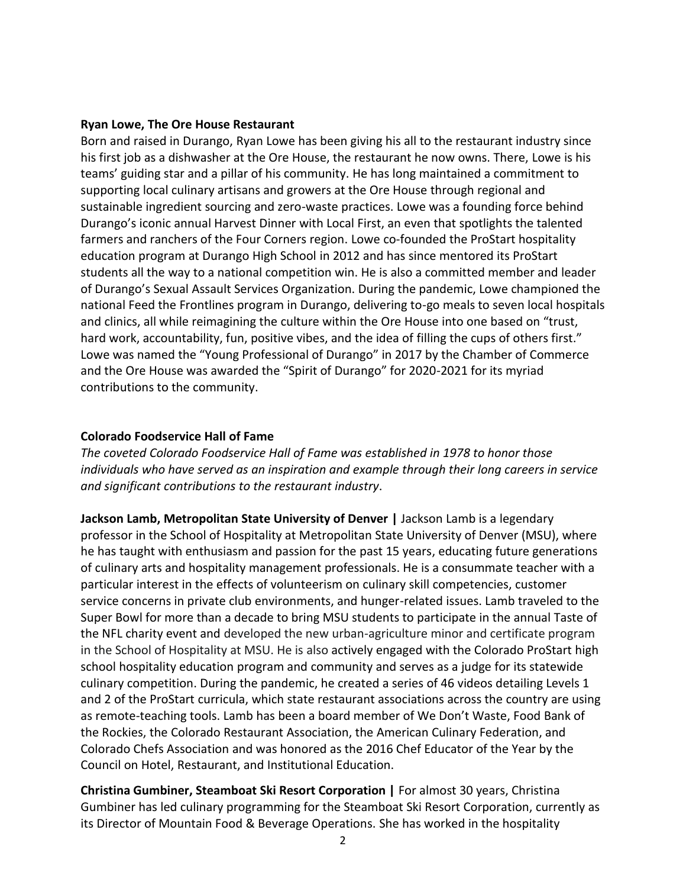**Ryan Lowe, The Ore House Restaurant**

Born and raised in Durango, Ryan Lowe has been giving his all to the restaurant industry since his first job as a dishwasher at the Ore House, the restaurant he now owns. There, Lowe is his teams' guiding star and a pillar of his community. He has long maintained a commitment to supporting local culinary artisans and growers at the Ore House through regional and sustainable ingredient sourcing and zero-waste practices. Lowe was a founding force behind Durango's iconic annual Harvest Dinner with Local First, an even that spotlights the talented farmers and ranchers of the Four Corners region. Lowe co-founded the ProStart hospitality education program at Durango High School in 2012 and has since mentored its ProStart students all the way to a national competition win. He is also a committed member and leader of Durango's Sexual Assault Services Organization. During the pandemic, Lowe championed the national Feed the Frontlines program in Durango, delivering to-go meals to seven local hospitals and clinics, all while reimagining the culture within the Ore House into one based on "trust, hard work, accountability, fun, positive vibes, and the idea of filling the cups of others first." Lowe was named the "Young Professional of Durango" in 2017 by the Chamber of Commerce and the Ore House was awarded the "Spirit of Durango" for 2020-2021 for its myriad contributions to the community.

**Colorado Foodservice Hall of Fame**

*The coveted Colorado Foodservice Hall of Fame was established in 1978 to honor those individuals who have served as an inspiration and example through their long careers in service and significant contributions to the restaurant industry*.

**Jackson Lamb, Metropolitan State University of Denver |** Jackson Lamb is a legendary professor in the School of Hospitality at Metropolitan State University of Denver (MSU), where he has taught with enthusiasm and passion for the past 15 years, educating future generations of culinary arts and hospitality management professionals. He is a consummate teacher with a particular interest in the effects of volunteerism on culinary skill competencies, customer service concerns in private club environments, and hunger-related issues. Lamb traveled to the Super Bowl for more than a decade to bring MSU students to participate in the annual Taste of the NFL charity event and developed the new urban-agriculture minor and certificate program in the School of Hospitality at MSU. He is also actively engaged with the Colorado ProStart high school hospitality education program and community and serves as a judge for its statewide culinary competition. During the pandemic, he created a series of 46 videos detailing Levels 1 and 2 of the ProStart curricula, which state restaurant associations across the country are using as remote-teaching tools. Lamb has been a board member of We Don't Waste, Food Bank of the Rockies, the Colorado Restaurant Association, the American Culinary Federation, and Colorado Chefs Association and was honored as the 2016 Chef Educator of the Year by the Council on Hotel, Restaurant, and Institutional Education.

**Christina Gumbiner, Steamboat Ski Resort Corporation |** For almost 30 years, Christina Gumbiner has led culinary programming for the Steamboat Ski Resort Corporation, currently as its Director of Mountain Food & Beverage Operations. She has worked in the hospitality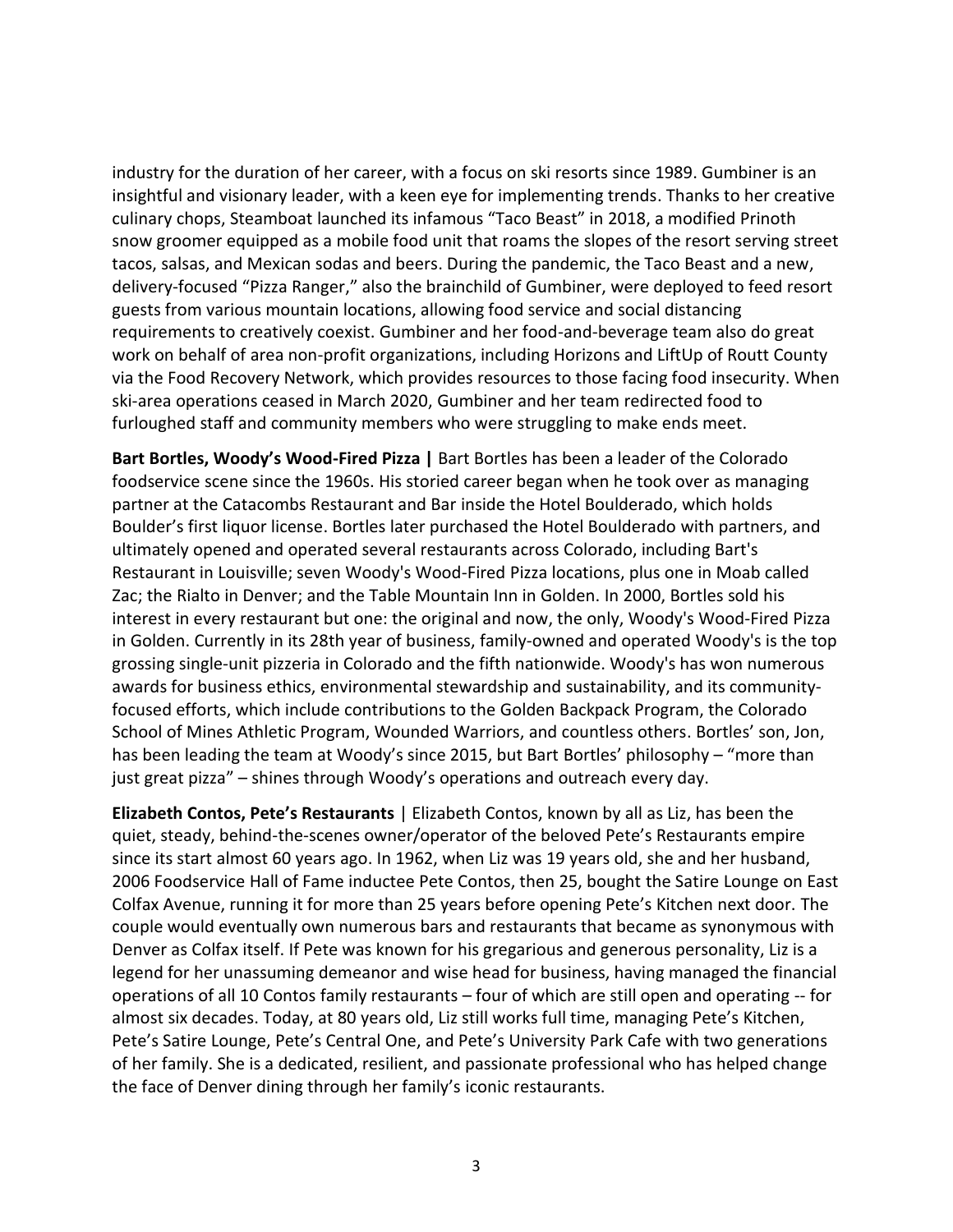industry for the duration of her career, with a focus on ski resorts since 1989. Gumbiner is an insightful and visionary leader, with a keen eye for implementing trends. Thanks to her creative culinary chops, Steamboat launched its infamous "Taco Beast" in 2018, a modified Prinoth snow groomer equipped as a mobile food unit that roams the slopes of the resort serving street tacos, salsas, and Mexican sodas and beers. During the pandemic, the Taco Beast and a new, delivery-focused "Pizza Ranger," also the brainchild of Gumbiner, were deployed to feed resort guests from various mountain locations, allowing food service and social distancing requirements to creatively coexist. Gumbiner and her food-and-beverage team also do great work on behalf of area non-profit organizations, including Horizons and LiftUp of Routt County via the Food Recovery Network, which provides resources to those facing food insecurity. When ski-area operations ceased in March 2020, Gumbiner and her team redirected food to furloughed staff and community members who were struggling to make ends meet.

**Bart Bortles, Woody's Wood-Fired Pizza |** Bart Bortles has been a leader of the Colorado foodservice scene since the 1960s. His storied career began when he took over as managing partner at the Catacombs Restaurant and Bar inside the Hotel Boulderado, which holds Boulder's first liquor license. Bortles later purchased the Hotel Boulderado with partners, and ultimately opened and operated several restaurants across Colorado, including Bart's Restaurant in Louisville; seven Woody's Wood-Fired Pizza locations, plus one in Moab called Zac; the Rialto in Denver; and the Table Mountain Inn in Golden. In 2000, Bortles sold his interest in every restaurant but one: the original and now, the only, Woody's Wood-Fired Pizza in Golden. Currently in its 28th year of business, family-owned and operated Woody's is the top grossing single-unit pizzeria in Colorado and the fifth nationwide. Woody's has won numerous awards for business ethics, environmental stewardship and sustainability, and its community-focused efforts, which include contributions to the Golden Backpack Program, the Colorado School of Mines Athletic Program, Wounded Warriors, and countless others. Bortles' son, Jon, has been leading the team at Woody's since 2015, but Bart Bortles' philosophy – "more than just great pizza" – shines through Woody's operations and outreach every day.

**Elizabeth Contos, Pete's Restaurants** | Elizabeth Contos, known by all as Liz, has been the quiet, steady, behind-the-scenes owner/operator of the beloved Pete's Restaurants empire since its start almost 60 years ago. In 1962, when Liz was 19 years old, she and her husband, 2006 Foodservice Hall of Fame inductee Pete Contos, then 25, bought the Satire Lounge on East Colfax Avenue, running it for more than 25 years before opening Pete's Kitchen next door. The couple would eventually own numerous bars and restaurants that became as synonymous with Denver as Colfax itself. If Pete was known for his gregarious and generous personality, Liz is a legend for her unassuming demeanor and wise head for business, having managed the financial operations of all 10 Contos family restaurants – four of which are still open and operating -- for almost six decades. Today, at 80 years old, Liz still works full time, managing Pete's Kitchen, Pete's Satire Lounge, Pete's Central One, and Pete's University Park Cafe with two generations of her family. She is a dedicated, resilient, and passionate professional who has helped change the face of Denver dining through her family's iconic restaurants.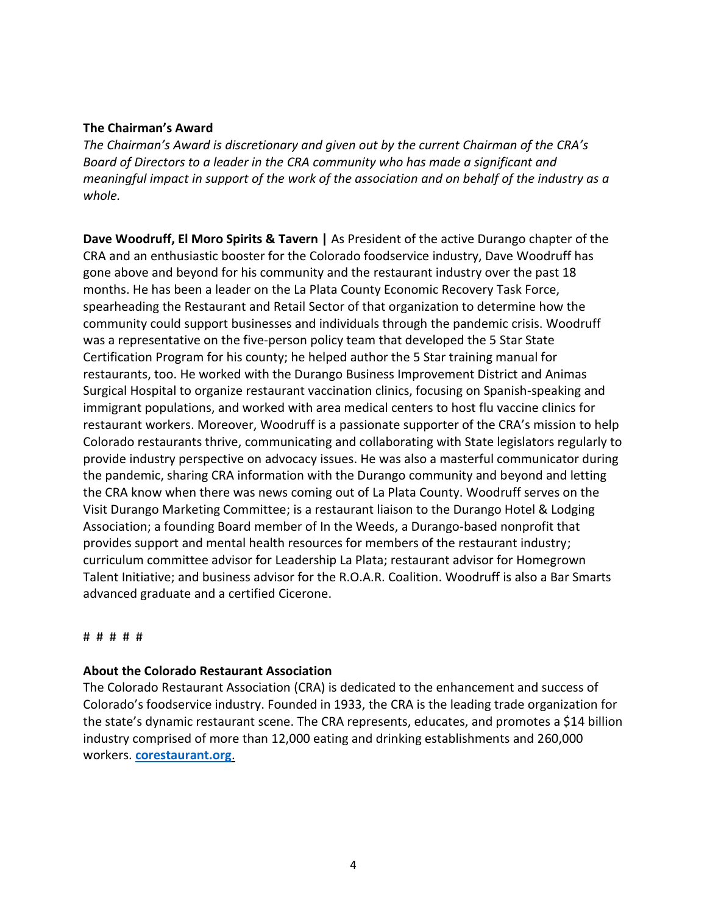**The Chairman's Award**

*The Chairman's Award is discretionary and given out by the current Chairman of the CRA's Board of Directors to a leader in the CRA community who has made a significant and meaningful impact in support of the work of the association and on behalf of the industry as a whole.*

**Dave Woodruff, El Moro Spirits & Tavern |** As President of the active Durango chapter of the CRA and an enthusiastic booster for the Colorado foodservice industry, Dave Woodruff has gone above and beyond for his community and the restaurant industry over the past 18 months. He has been a leader on the La Plata County Economic Recovery Task Force, spearheading the Restaurant and Retail Sector of that organization to determine how the community could support businesses and individuals through the pandemic crisis. Woodruff was a representative on the five-person policy team that developed the 5 Star State Certification Program for his county; he helped author the 5 Star training manual for restaurants, too. He worked with the Durango Business Improvement District and Animas Surgical Hospital to organize restaurant vaccination clinics, focusing on Spanish-speaking and immigrant populations, and worked with area medical centers to host flu vaccine clinics for restaurant workers. Moreover, Woodruff is a passionate supporter of the CRA's mission to help Colorado restaurants thrive, communicating and collaborating with State legislators regularly to provide industry perspective on advocacy issues. He was also a masterful communicator during the pandemic, sharing CRA information with the Durango community and beyond and letting the CRA know when there was news coming out of La Plata County. Woodruff serves on the Visit Durango Marketing Committee; is a restaurant liaison to the Durango Hotel & Lodging Association; a founding Board member of In the Weeds, a Durango-based nonprofit that provides support and mental health resources for members of the restaurant industry; curriculum committee advisor for Leadership La Plata; restaurant advisor for Homegrown Talent Initiative; and business advisor for the R.O.A.R. Coalition. Woodruff is also a Bar Smarts advanced graduate and a certified Cicerone.

# # # # #

**About the Colorado Restaurant Association**

The Colorado Restaurant Association (CRA) is dedicated to the enhancement and success of Colorado's foodservice industry. Founded in 1933, the CRA is the leading trade organization for the state's dynamic restaurant scene. The CRA represents, educates, and promotes a $14 billion industry comprised of more than 12,000 eating and drinking establishments and 260,000 workers. **corestaurant.org**.